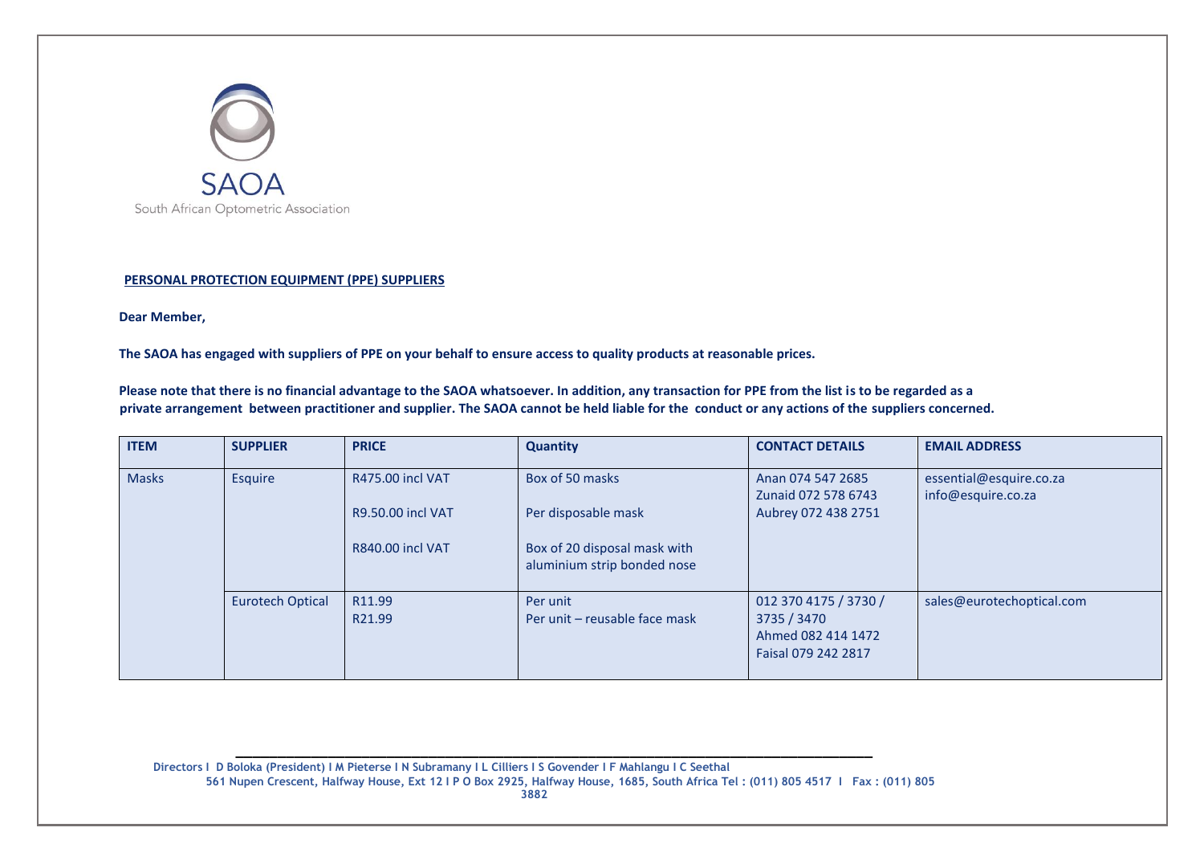SAOA

South African Optometric Association

**PERSONAL PROTECTION EQUIPMENT (PPE) SUPPLIERS**

**Dear Member,**

**The SAOA has engaged with suppliers of PPE on your behalf to ensure access to quality products at reasonable prices.**

**Please note that there is no financial advantage to the SAOA whatsoever. In addition, any transaction for PPE from the list is to be regarded as a private arrangement between practitioner and supplier. The SAOA cannot be held liable for the conduct or any actions of the suppliers concerned.**

| ITEM | SUPPLIER | PRICE | Quantity | CONTACT DETAILS | EMAIL ADDRESS |
|---|---|---|---|---|---|
| Masks | Esquire | R475.00 incl VAT<br><br>R9.50.00 incl VAT<br><br>R840.00 incl VAT | Box of 50 masks<br><br>Per disposable mask<br><br>Box of 20 disposal mask with aluminium strip bonded nose | Anan 074 547 2685<br>Zunaid 072 578 6743<br>Aubrey 072 438 2751 | essential@esquire.co.za<br>info@esquire.co.za |
| | Eurotech Optical | R11.99<br>R21.99 | Per unit<br>Per unit – reusable face mask | 012 370 4175 / 3730 / 3735 / 3470<br>Ahmed 082 414 1472<br>Faisal 079 242 2817 | sales@eurotechoptical.com |

Directors I D Boloka (President) I M Pieterse I N Subramany I L Cilliers I S Govender I F Mahlangu I C Seethal
561 Nupen Crescent, Halfway House, Ext 12 I P O Box 2925, Halfway House, 1685, South Africa Tel : (011) 805 4517 I Fax : (011) 805 3882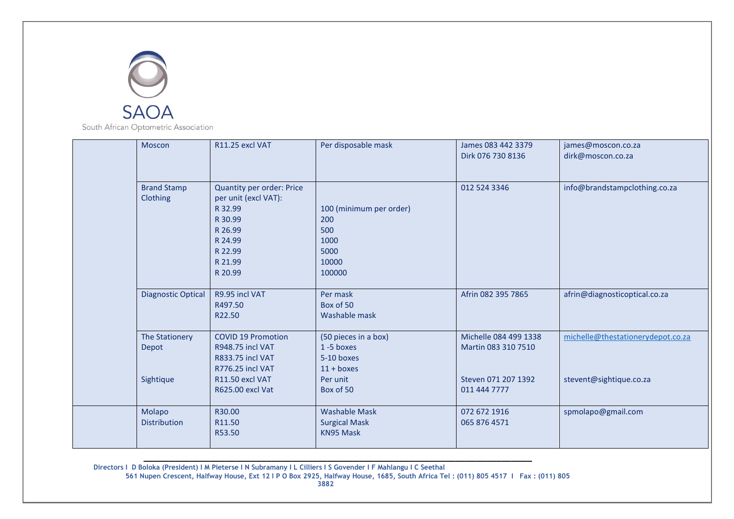SAOA

South African Optometric Association

| | | | | | |
|---|---|---|---|---|---|
| | Moscon | R11.25 excl VAT | Per disposable mask | James 083 442 3379<br>Dirk 076 730 8136 | james@moscon.co.za<br>dirk@moscon.co.za |
| | Brand Stamp Clothing | Quantity per order: Price per unit (excl VAT):<br>R 32.99<br>R 30.99<br>R 26.99<br>R 24.99<br>R 22.99<br>R 21.99<br>R 20.99 | <br>100 (minimum per order)<br>200<br>500<br>1000<br>5000<br>10000<br>100000 | 012 524 3346 | info@brandstampclothing.co.za |
| | Diagnostic Optical | R9.95 incl VAT<br>R497.50<br>R22.50 | Per mask<br>Box of 50<br>Washable mask | Afrin 082 395 7865 | afrin@diagnosticoptical.co.za |
| | The Stationery Depot | COVID 19 Promotion<br>R948.75 incl VAT<br>R833.75 incl VAT<br>R776.25 incl VAT | (50 pieces in a box)<br>1 -5 boxes<br>5-10 boxes<br>11 + boxes | Michelle 084 499 1338<br>Martin 083 310 7510 | michelle@thestationerydepot.co.za |
| | Sightique | R11.50 excl VAT<br>R625.00 excl Vat | Per unit<br>Box of 50 | Steven 071 207 1392<br>011 444 7777 | stevent@sightique.co.za |
| | Molapo Distribution | R30.00<br>R11.50<br>R53.50 | Washable Mask<br>Surgical Mask<br>KN95 Mask | 072 672 1916<br>065 876 4571 | spmolapo@gmail.com |

Directors I D Boloka (President) I M Pieterse I N Subramany I L Cilliers I S Govender I F Mahlangu I C Seethal
561 Nupen Crescent, Halfway House, Ext 12 I P O Box 2925, Halfway House, 1685, South Africa Tel : (011) 805 4517 I Fax : (011) 805 3882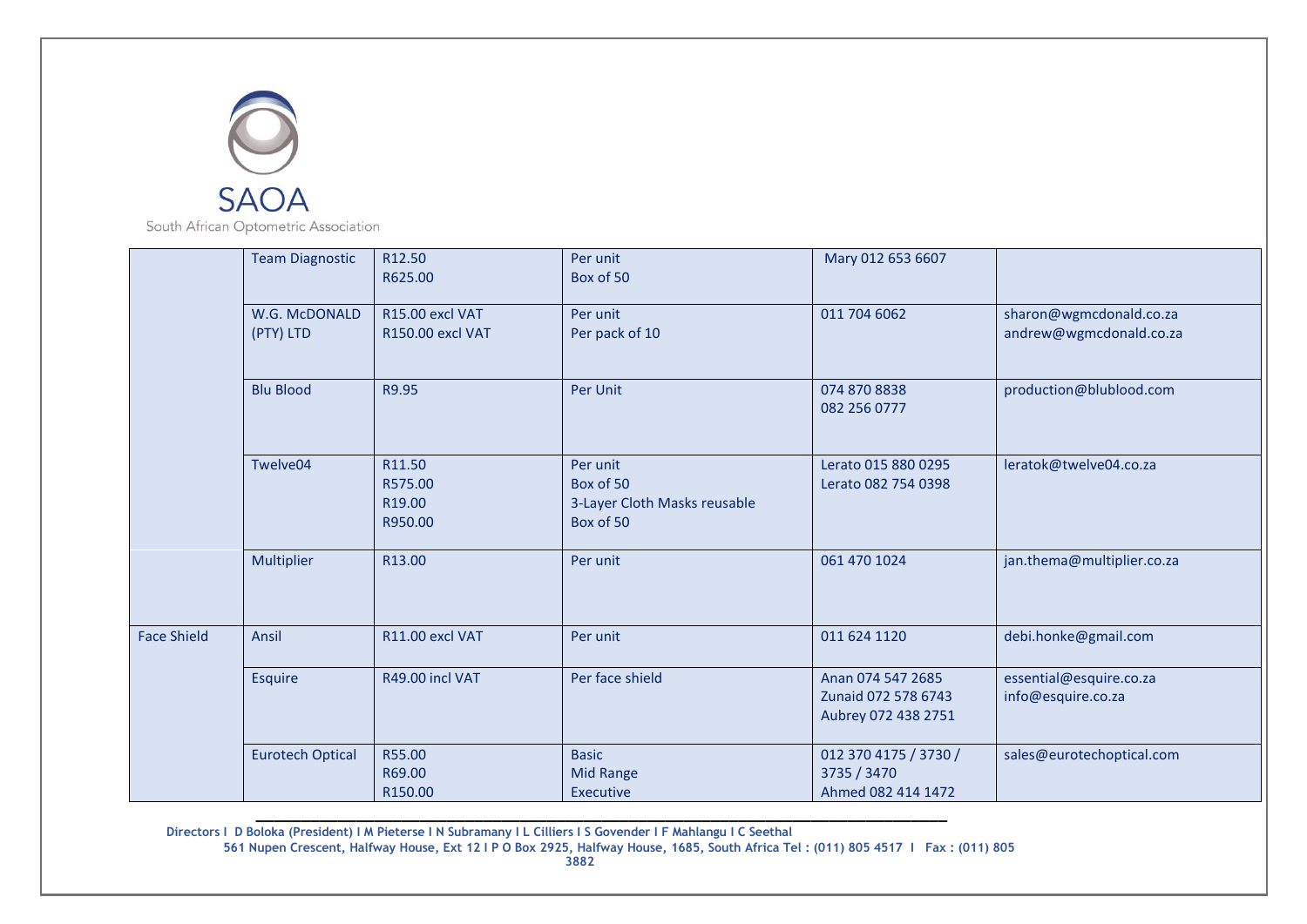SAOA

South African Optometric Association

| | | | | | |
|---|---|---|---|---|---|
| | Team Diagnostic | R12.50<br>R625.00 | Per unit<br>Box of 50 | Mary 012 653 6607 | |
| | W.G. McDONALD (PTY) LTD | R15.00 excl VAT<br>R150.00 excl VAT | Per unit<br>Per pack of 10 | 011 704 6062 | sharon@wgmcdonald.co.za<br>andrew@wgmcdonald.co.za |
| | Blu Blood | R9.95 | Per Unit | 074 870 8838<br>082 256 0777 | production@blublood.com |
| | Twelve04 | R11.50<br>R575.00<br>R19.00<br>R950.00 | Per unit<br>Box of 50<br>3-Layer Cloth Masks reusable<br>Box of 50 | Lerato 015 880 0295<br>Lerato 082 754 0398 | leratok@twelve04.co.za |
| | Multiplier | R13.00 | Per unit | 061 470 1024 | jan.thema@multiplier.co.za |
| Face Shield | Ansil | R11.00 excl VAT | Per unit | 011 624 1120 | debi.honke@gmail.com |
| | Esquire | R49.00 incl VAT | Per face shield | Anan 074 547 2685<br>Zunaid 072 578 6743<br>Aubrey 072 438 2751 | essential@esquire.co.za<br>info@esquire.co.za |
| | Eurotech Optical | R55.00<br>R69.00<br>R150.00 | Basic<br>Mid Range<br>Executive | 012 370 4175 / 3730 / 3735 / 3470<br>Ahmed 082 414 1472 | sales@eurotechoptical.com |

**Directors I D Boloka (President) I M Pieterse I N Subramany I L Cilliers I S Govender I F Mahlangu I C Seethal**
**561 Nupen Crescent, Halfway House, Ext 12 I P O Box 2925, Halfway House, 1685, South Africa Tel : (011) 805 4517 I Fax : (011) 805 3882**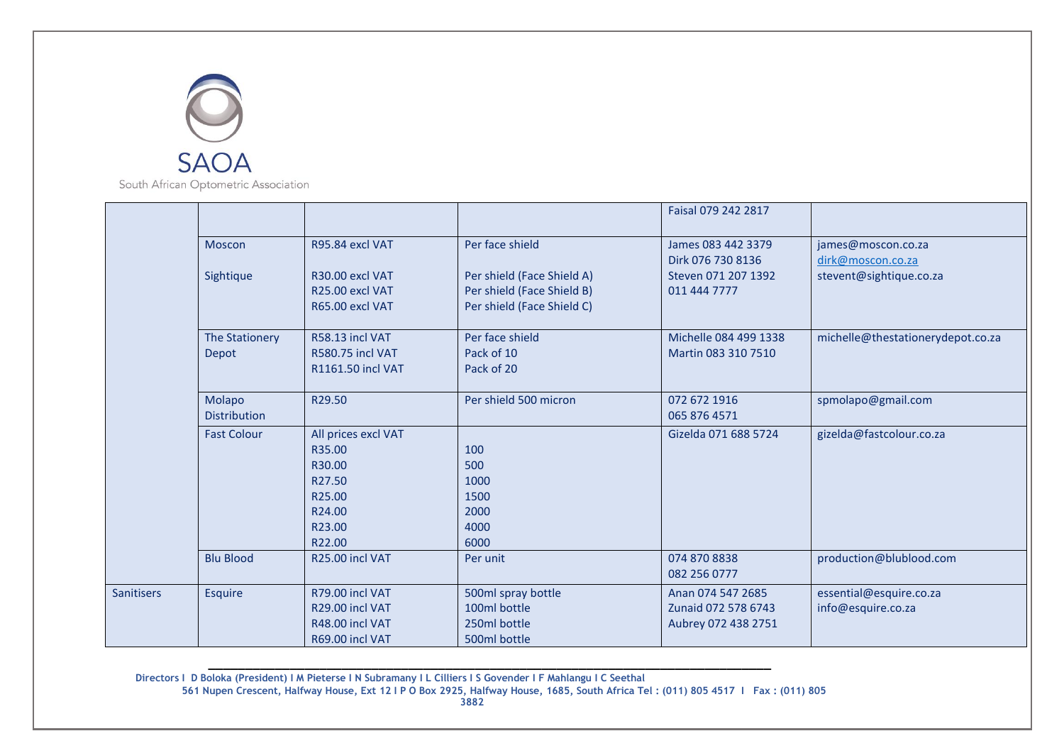SAOA

South African Optometric Association

| | | | | | |
|---|---|---|---|---|---|
| | | | | Faisal 079 242 2817 | |
| | Moscon<br><br>Sightique | R95.84 excl VAT<br><br>R30.00 excl VAT<br>R25.00 excl VAT<br>R65.00 excl VAT | Per face shield<br><br>Per shield (Face Shield A)<br>Per shield (Face Shield B)<br>Per shield (Face Shield C) | James 083 442 3379<br>Dirk 076 730 8136<br>Steven 071 207 1392<br>011 444 7777 | james@moscon.co.za<br>dirk@moscon.co.za<br>stevent@sightique.co.za |
| | The Stationery Depot | R58.13 incl VAT<br>R580.75 incl VAT<br>R1161.50 incl VAT | Per face shield<br>Pack of 10<br>Pack of 20 | Michelle 084 499 1338<br>Martin 083 310 7510 | michelle@thestationerydepot.co.za |
| | Molapo Distribution | R29.50 | Per shield 500 micron | 072 672 1916<br>065 876 4571 | spmolapo@gmail.com |
| | Fast Colour | All prices excl VAT<br>R35.00<br>R30.00<br>R27.50<br>R25.00<br>R24.00<br>R23.00<br>R22.00 | <br>100<br>500<br>1000<br>1500<br>2000<br>4000<br>6000 | Gizelda 071 688 5724 | gizelda@fastcolour.co.za |
| | Blu Blood | R25.00 incl VAT | Per unit | 074 870 8838<br>082 256 0777 | production@blublood.com |
| Sanitisers | Esquire | R79.00 incl VAT<br>R29.00 incl VAT<br>R48.00 incl VAT<br>R69.00 incl VAT | 500ml spray bottle<br>100ml bottle<br>250ml bottle<br>500ml bottle | Anan 074 547 2685<br>Zunaid 072 578 6743<br>Aubrey 072 438 2751 | essential@esquire.co.za<br>info@esquire.co.za |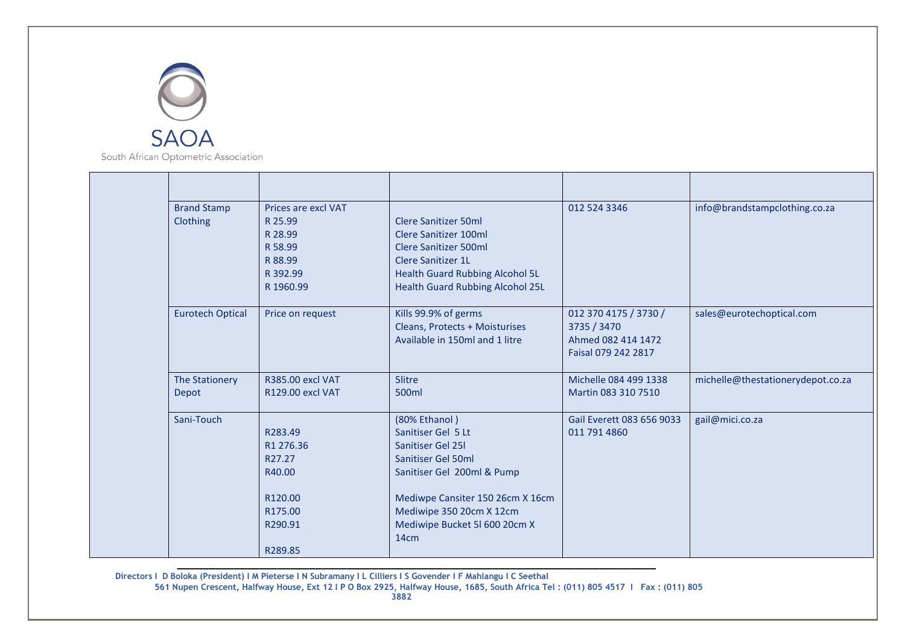SAOA

South African Optometric Association

| | | | | | |
|---|---|---|---|---|---|
| | | | | | |
| | Brand Stamp Clothing | Prices are excl VAT<br>R 25.99<br>R 28.99<br>R 58.99<br>R 88.99<br>R 392.99<br>R 1960.99 | Clere Sanitizer 50ml<br>Clere Sanitizer 100ml<br>Clere Sanitizer 500ml<br>Clere Sanitizer 1L<br>Health Guard Rubbing Alcohol 5L<br>Health Guard Rubbing Alcohol 25L | 012 524 3346 | info@brandstampclothing.co.za |
| | Eurotech Optical | Price on request | Kills 99.9% of germs<br>Cleans, Protects + Moisturises<br>Available in 150ml and 1 litre | 012 370 4175 / 3730 / 3735 / 3470<br>Ahmed 082 414 1472<br>Faisal 079 242 2817 | sales@eurotechoptical.com |
| | The Stationery Depot | R385.00 excl VAT<br>R129.00 excl VAT | 5litre<br>500ml | Michelle 084 499 1338<br>Martin 083 310 7510 | michelle@thestationerydepot.co.za |
| | Sani-Touch | R283.49<br>R1 276.36<br>R27.27<br>R40.00<br><br>R120.00<br>R175.00<br>R290.91<br><br>R289.85 | (80% Ethanol )<br>Sanitiser Gel 5 Lt<br>Sanitiser Gel 25l<br>Sanitiser Gel 50ml<br>Sanitiser Gel 200ml & Pump<br><br>Mediwpe Cansiter 150 26cm X 16cm<br>Mediwipe 350 20cm X 12cm<br>Mediwipe Bucket 5l 600 20cm X 14cm | Gail Everett 083 656 9033<br>011 791 4860 | gail@mici.co.za |

**Directors I D Boloka (President) I M Pieterse I N Subramany I L Cilliers I S Govender I F Mahlangu I C Seethal**
**561 Nupen Crescent, Halfway House, Ext 12 I P O Box 2925, Halfway House, 1685, South Africa Tel : (011) 805 4517 I Fax : (011) 805 3882**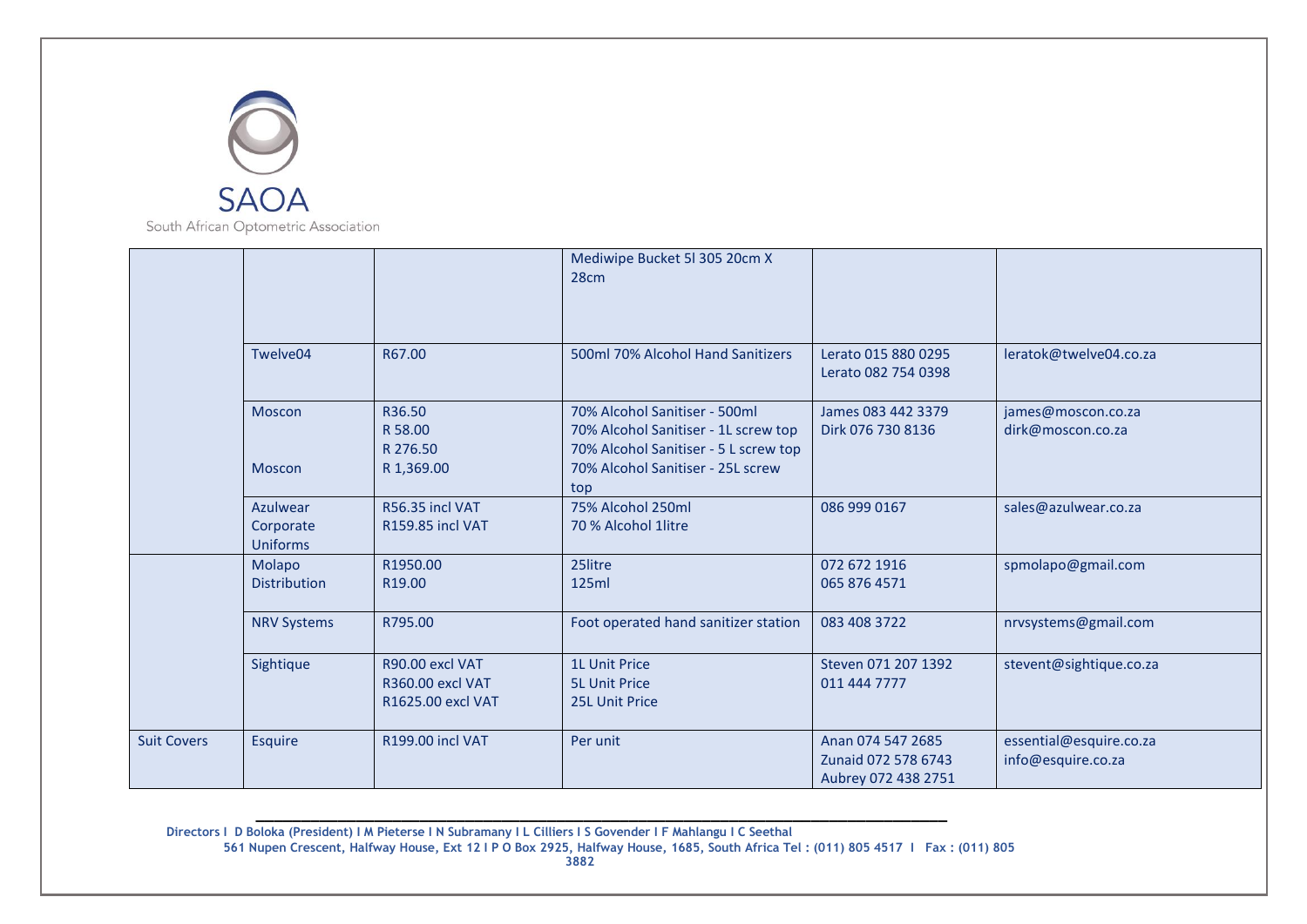SAOA

South African Optometric Association

| | | | | | |
|---|---|---|---|---|---|
| | | | Mediwipe Bucket 5l 305 20cm X 28cm | | |
| | Twelve04 | R67.00 | 500ml 70% Alcohol Hand Sanitizers | Lerato 015 880 0295<br>Lerato 082 754 0398 | leratok@twelve04.co.za |
| | Moscon<br><br><br>Moscon | R36.50<br>R 58.00<br>R 276.50<br>R 1,369.00 | 70% Alcohol Sanitiser - 500ml<br>70% Alcohol Sanitiser - 1L screw top<br>70% Alcohol Sanitiser - 5 L screw top<br>70% Alcohol Sanitiser - 25L screw top | James 083 442 3379<br>Dirk 076 730 8136 | james@moscon.co.za<br>dirk@moscon.co.za |
| | Azulwear Corporate Uniforms | R56.35 incl VAT<br>R159.85 incl VAT | 75% Alcohol 250ml<br>70 % Alcohol 1litre | 086 999 0167 | sales@azulwear.co.za |
| | Molapo Distribution | R1950.00<br>R19.00 | 25litre<br>125ml | 072 672 1916<br>065 876 4571 | spmolapo@gmail.com |
| | NRV Systems | R795.00 | Foot operated hand sanitizer station | 083 408 3722 | nrvsystems@gmail.com |
| | Sightique | R90.00 excl VAT<br>R360.00 excl VAT<br>R1625.00 excl VAT | 1L Unit Price<br>5L Unit Price<br>25L Unit Price | Steven 071 207 1392<br>011 444 7777 | stevent@sightique.co.za |
| Suit Covers | Esquire | R199.00 incl VAT | Per unit | Anan 074 547 2685<br>Zunaid 072 578 6743<br>Aubrey 072 438 2751 | essential@esquire.co.za<br>info@esquire.co.za |

**Directors I D Boloka (President) I M Pieterse I N Subramany I L Cilliers I S Govender I F Mahlangu I C Seethal**
**561 Nupen Crescent, Halfway House, Ext 12 I P O Box 2925, Halfway House, 1685, South Africa Tel : (011) 805 4517 I Fax : (011) 805 3882**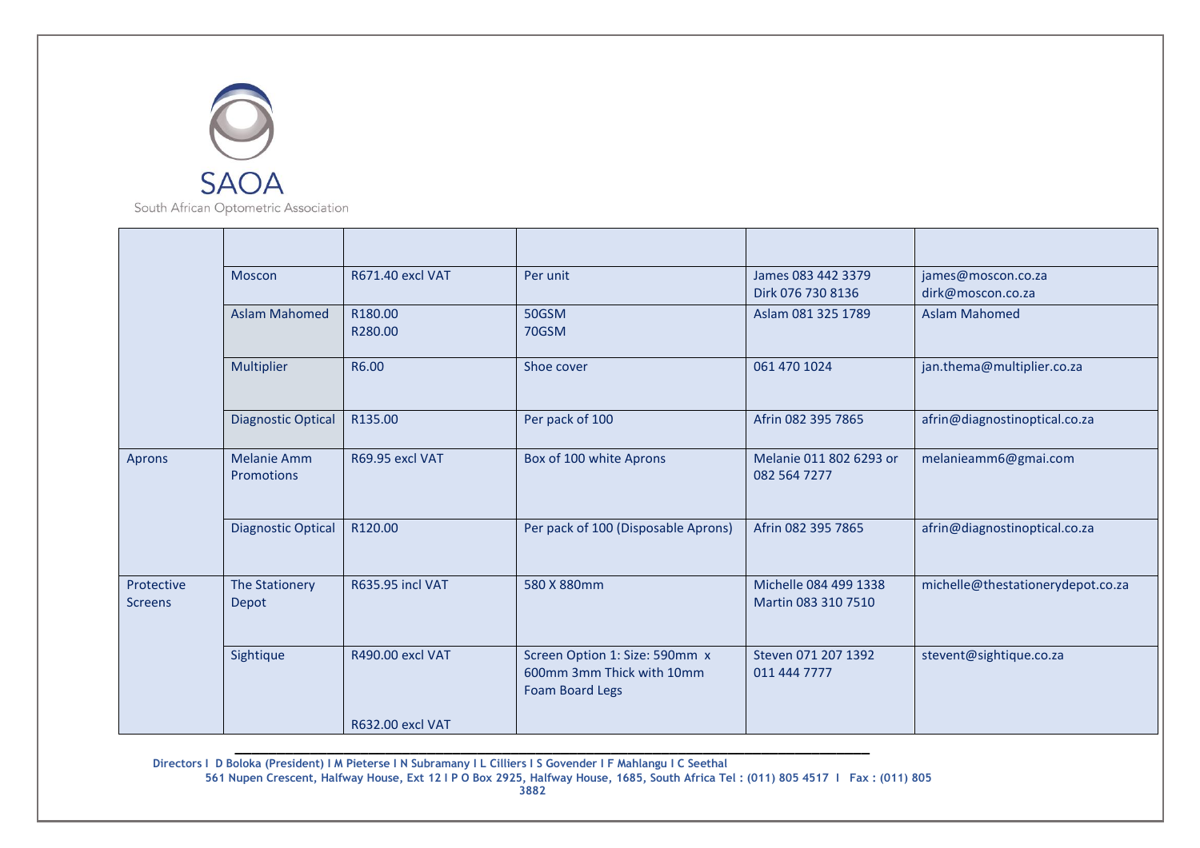SAOA

South African Optometric Association

| | | | | | |
|---|---|---|---|---|---|
| | Moscon | R671.40 excl VAT | Per unit | James 083 442 3379<br>Dirk 076 730 8136 | james@moscon.co.za<br>dirk@moscon.co.za |
| | Aslam Mahomed | R180.00<br>R280.00 | 50GSM<br>70GSM | Aslam 081 325 1789 | Aslam Mahomed |
| | Multiplier | R6.00 | Shoe cover | 061 470 1024 | jan.thema@multiplier.co.za |
| | Diagnostic Optical | R135.00 | Per pack of 100 | Afrin 082 395 7865 | afrin@diagnostinoptical.co.za |
| Aprons | Melanie Amm Promotions | R69.95 excl VAT | Box of 100 white Aprons | Melanie 011 802 6293 or 082 564 7277 | melanieamm6@gmai.com |
| | Diagnostic Optical | R120.00 | Per pack of 100 (Disposable Aprons) | Afrin 082 395 7865 | afrin@diagnostinoptical.co.za |
| Protective Screens | The Stationery Depot | R635.95 incl VAT | 580 X 880mm | Michelle 084 499 1338<br>Martin 083 310 7510 | michelle@thestationerydepot.co.za |
| | Sightique | R490.00 excl VAT<br><br>R632.00 excl VAT | Screen Option 1: Size: 590mm x 600mm 3mm Thick with 10mm Foam Board Legs | Steven 071 207 1392<br>011 444 7777 | stevent@sightique.co.za |

Directors I D Boloka (President) I M Pieterse I N Subramany I L Cilliers I S Govender I F Mahlangu I C Seethal
561 Nupen Crescent, Halfway House, Ext 12 I P O Box 2925, Halfway House, 1685, South Africa Tel : (011) 805 4517 I Fax : (011) 805 3882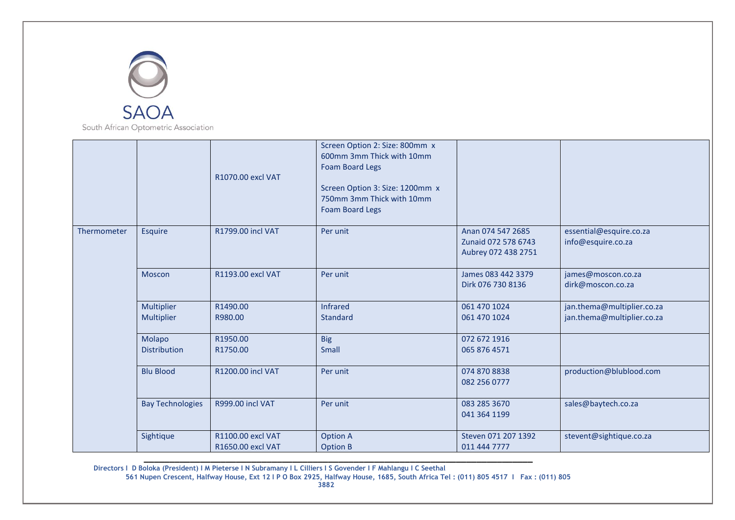SAOA

South African Optometric Association

| | | | | | |
|---|---|---|---|---|---|
| | | R1070.00 excl VAT | Screen Option 2: Size: 800mm x 600mm 3mm Thick with 10mm Foam Board Legs<br><br>Screen Option 3: Size: 1200mm x 750mm 3mm Thick with 10mm Foam Board Legs | | |
| Thermometer | Esquire | R1799.00 incl VAT | Per unit | Anan 074 547 2685<br>Zunaid 072 578 6743<br>Aubrey 072 438 2751 | essential@esquire.co.za<br>info@esquire.co.za |
| | Moscon | R1193.00 excl VAT | Per unit | James 083 442 3379<br>Dirk 076 730 8136 | james@moscon.co.za<br>dirk@moscon.co.za |
| | Multiplier<br>Multiplier | R1490.00<br>R980.00 | Infrared<br>Standard | 061 470 1024<br>061 470 1024 | jan.thema@multiplier.co.za<br>jan.thema@multiplier.co.za |
| | Molapo Distribution | R1950.00<br>R1750.00 | Big<br>Small | 072 672 1916<br>065 876 4571 | |
| | Blu Blood | R1200.00 incl VAT | Per unit | 074 870 8838<br>082 256 0777 | production@blublood.com |
| | Bay Technologies | R999.00 incl VAT | Per unit | 083 285 3670<br>041 364 1199 | sales@baytech.co.za |
| | Sightique | R1100.00 excl VAT<br>R1650.00 excl VAT | Option A<br>Option B | Steven 071 207 1392<br>011 444 7777 | stevent@sightique.co.za |

**Directors I D Boloka (President) I M Pieterse I N Subramany I L Cilliers I S Govender I F Mahlangu I C Seethal**
**561 Nupen Crescent, Halfway House, Ext 12 I P O Box 2925, Halfway House, 1685, South Africa Tel : (011) 805 4517 I Fax : (011) 805 3882**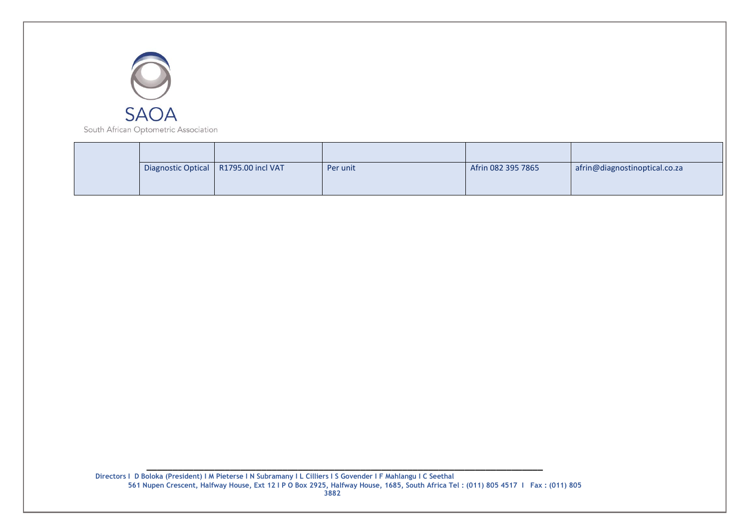SAOA

South African Optometric Association

| | | | | | |
|---|---|---|---|---|---|
| | | | | | |
| | Diagnostic Optical | R1795.00 incl VAT | Per unit | Afrin 082 395 7865 | afrin@diagnostinoptical.co.za |

Directors I D Boloka (President) I M Pieterse I N Subramany I L Cilliers I S Govender I F Mahlangu I C Seethal
561 Nupen Crescent, Halfway House, Ext 12 I P O Box 2925, Halfway House, 1685, South Africa Tel : (011) 805 4517 I Fax : (011) 805 3882